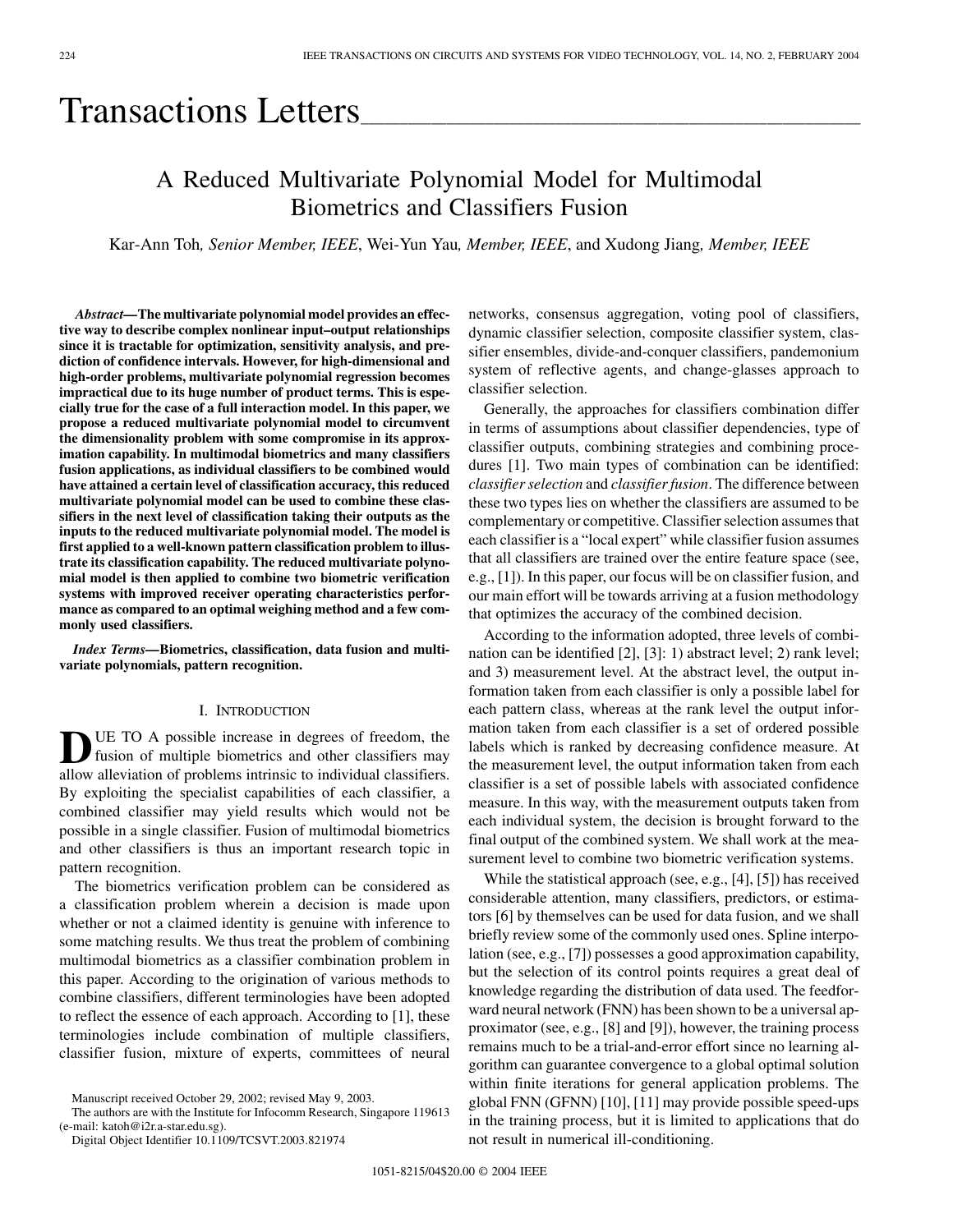# Transactions Letters

## A Reduced Multivariate Polynomial Model for Multimodal Biometrics and Classifiers Fusion

Kar-Ann Toh, *Senior Member, IEEE*, Wei-Yun Yau, *Member, IEEE*, and Xudong Jiang, *Member, IEEE*

***Abstract*—The multivariate polynomial model provides an effective way to describe complex nonlinear input–output relationships since it is tractable for optimization, sensitivity analysis, and prediction of confidence intervals. However, for high-dimensional and high-order problems, multivariate polynomial regression becomes impractical due to its huge number of product terms. This is especially true for the case of a full interaction model. In this paper, we propose a reduced multivariate polynomial model to circumvent the dimensionality problem with some compromise in its approximation capability. In multimodal biometrics and many classifiers fusion applications, as individual classifiers to be combined would have attained a certain level of classification accuracy, this reduced multivariate polynomial model can be used to combine these classifiers in the next level of classification taking their outputs as the inputs to the reduced multivariate polynomial model. The model is first applied to a well-known pattern classification problem to illustrate its classification capability. The reduced multivariate polynomial model is then applied to combine two biometric verification systems with improved receiver operating characteristics performance as compared to an optimal weighing method and a few commonly used classifiers.**

***Index Terms*—Biometrics, classification, data fusion and multivariate polynomials, pattern recognition.**

### I. Introduction

DUE TO A possible increase in degrees of freedom, the fusion of multiple biometrics and other classifiers may allow alleviation of problems intrinsic to individual classifiers. By exploiting the specialist capabilities of each classifier, a combined classifier may yield results which would not be possible in a single classifier. Fusion of multimodal biometrics and other classifiers is thus an important research topic in pattern recognition.

The biometrics verification problem can be considered as a classification problem wherein a decision is made upon whether or not a claimed identity is genuine with inference to some matching results. We thus treat the problem of combining multimodal biometrics as a classifier combination problem in this paper. According to the origination of various methods to combine classifiers, different terminologies have been adopted to reflect the essence of each approach. According to [1], these terminologies include combination of multiple classifiers, classifier fusion, mixture of experts, committees of neural networks, consensus aggregation, voting pool of classifiers, dynamic classifier selection, composite classifier system, classifier ensembles, divide-and-conquer classifiers, pandemonium system of reflective agents, and change-glasses approach to classifier selection.

Generally, the approaches for classifiers combination differ in terms of assumptions about classifier dependencies, type of classifier outputs, combining strategies and combining procedures [1]. Two main types of combination can be identified: *classifier selection* and *classifier fusion*. The difference between these two types lies on whether the classifiers are assumed to be complementary or competitive. Classifier selection assumes that each classifier is a "local expert" while classifier fusion assumes that all classifiers are trained over the entire feature space (see, e.g., [1]). In this paper, our focus will be on classifier fusion, and our main effort will be towards arriving at a fusion methodology that optimizes the accuracy of the combined decision.

According to the information adopted, three levels of combination can be identified [2], [3]: 1) abstract level; 2) rank level; and 3) measurement level. At the abstract level, the output information taken from each classifier is only a possible label for each pattern class, whereas at the rank level the output information taken from each classifier is a set of ordered possible labels which is ranked by decreasing confidence measure. At the measurement level, the output information taken from each classifier is a set of possible labels with associated confidence measure. In this way, with the measurement outputs taken from each individual system, the decision is brought forward to the final output of the combined system. We shall work at the measurement level to combine two biometric verification systems.

While the statistical approach (see, e.g., [4], [5]) has received considerable attention, many classifiers, predictors, or estimators [6] by themselves can be used for data fusion, and we shall briefly review some of the commonly used ones. Spline interpolation (see, e.g., [7]) possesses a good approximation capability, but the selection of its control points requires a great deal of knowledge regarding the distribution of data used. The feedforward neural network (FNN) has been shown to be a universal approximator (see, e.g., [8] and [9]), however, the training process remains much to be a trial-and-error effort since no learning algorithm can guarantee convergence to a global optimal solution within finite iterations for general application problems. The global FNN (GFNN) [10], [11] may provide possible speed-ups in the training process, but it is limited to applications that do not result in numerical ill-conditioning.

Manuscript received October 29, 2002; revised May 9, 2003.

The authors are with the Institute for Infocomm Research, Singapore 119613 (e-mail: katoh@i2r.a-star.edu.sg).

Digital Object Identifier 10.1109/TCSVT.2003.821974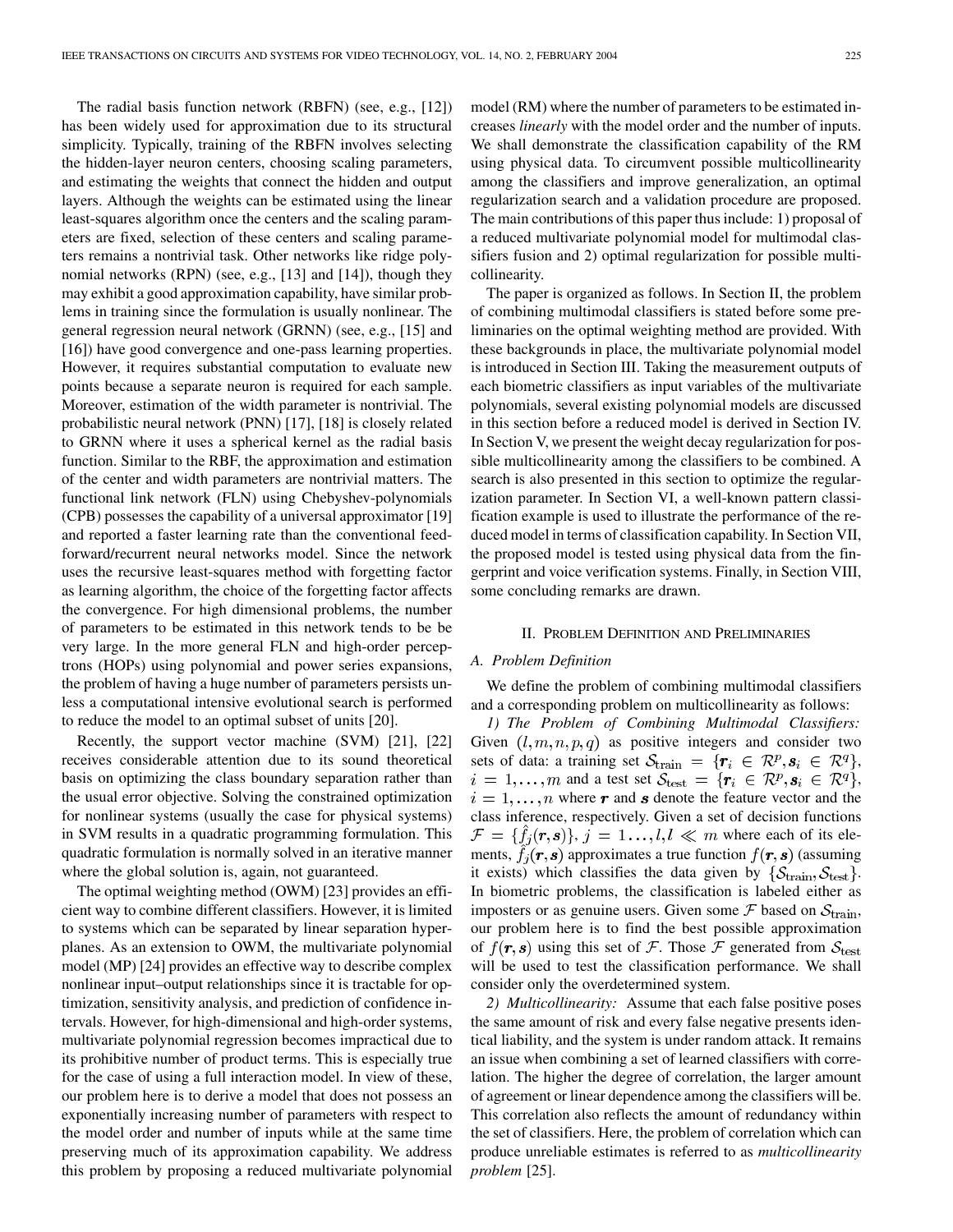The radial basis function network (RBFN) (see, e.g., [12]) has been widely used for approximation due to its structural simplicity. Typically, training of the RBFN involves selecting the hidden-layer neuron centers, choosing scaling parameters, and estimating the weights that connect the hidden and output layers. Although the weights can be estimated using the linear least-squares algorithm once the centers and the scaling parameters are fixed, selection of these centers and scaling parameters remains a nontrivial task. Other networks like ridge polynomial networks (RPN) (see, e.g., [13] and [14]), though they may exhibit a good approximation capability, have similar problems in training since the formulation is usually nonlinear. The general regression neural network (GRNN) (see, e.g., [15] and [16]) have good convergence and one-pass learning properties. However, it requires substantial computation to evaluate new points because a separate neuron is required for each sample. Moreover, estimation of the width parameter is nontrivial. The probabilistic neural network (PNN) [17], [18] is closely related to GRNN where it uses a spherical kernel as the radial basis function. Similar to the RBF, the approximation and estimation of the center and width parameters are nontrivial matters. The functional link network (FLN) using Chebyshev-polynomials (CPB) possesses the capability of a universal approximator [19] and reported a faster learning rate than the conventional feedforward/recurrent neural networks model. Since the network uses the recursive least-squares method with forgetting factor as learning algorithm, the choice of the forgetting factor affects the convergence. For high dimensional problems, the number of parameters to be estimated in this network tends to be be very large. In the more general FLN and high-order perceptrons (HOPs) using polynomial and power series expansions, the problem of having a huge number of parameters persists unless a computational intensive evolutional search is performed to reduce the model to an optimal subset of units [20].

Recently, the support vector machine (SVM) [21], [22] receives considerable attention due to its sound theoretical basis on optimizing the class boundary separation rather than the usual error objective. Solving the constrained optimization for nonlinear systems (usually the case for physical systems) in SVM results in a quadratic programming formulation. This quadratic formulation is normally solved in an iterative manner where the global solution is, again, not guaranteed.

The optimal weighting method (OWM) [23] provides an efficient way to combine different classifiers. However, it is limited to systems which can be separated by linear separation hyperplanes. As an extension to OWM, the multivariate polynomial model (MP) [24] provides an effective way to describe complex nonlinear input–output relationships since it is tractable for optimization, sensitivity analysis, and prediction of confidence intervals. However, for high-dimensional and high-order systems, multivariate polynomial regression becomes impractical due to its prohibitive number of product terms. This is especially true for the case of using a full interaction model. In view of these, our problem here is to derive a model that does not possess an exponentially increasing number of parameters with respect to the model order and number of inputs while at the same time preserving much of its approximation capability. We address this problem by proposing a reduced multivariate polynomial model (RM) where the number of parameters to be estimated increases *linearly* with the model order and the number of inputs. We shall demonstrate the classification capability of the RM using physical data. To circumvent possible multicollinearity among the classifiers and improve generalization, an optimal regularization search and a validation procedure are proposed. The main contributions of this paper thus include: 1) proposal of a reduced multivariate polynomial model for multimodal classifiers fusion and 2) optimal regularization for possible multicollinearity.

The paper is organized as follows. In Section II, the problem of combining multimodal classifiers is stated before some preliminaries on the optimal weighting method are provided. With these backgrounds in place, the multivariate polynomial model is introduced in Section III. Taking the measurement outputs of each biometric classifiers as input variables of the multivariate polynomials, several existing polynomial models are discussed in this section before a reduced model is derived in Section IV. In Section V, we present the weight decay regularization for possible multicollinearity among the classifiers to be combined. A search is also presented in this section to optimize the regularization parameter. In Section VI, a well-known pattern classification example is used to illustrate the performance of the reduced model in terms of classification capability. In Section VII, the proposed model is tested using physical data from the fingerprint and voice verification systems. Finally, in Section VIII, some concluding remarks are drawn.

## II. Problem Definition and Preliminaries

### A. Problem Definition

We define the problem of combining multimodal classifiers and a corresponding problem on multicollinearity as follows:

*1) The Problem of Combining Multimodal Classifiers:* Given $(l, m, n, p, q)$ as positive integers and consider two sets of data: a training set $\mathcal{S}_{\text{train}} = \{\boldsymbol{r}_i \in \mathcal{R}^p, \boldsymbol{s}_i \in \mathcal{R}^q\}$, $i = 1, \ldots, m$ and a test set $\mathcal{S}_{\text{test}} = \{\boldsymbol{r}_i \in \mathcal{R}^p, \boldsymbol{s}_i \in \mathcal{R}^q\}$, $i = 1, \ldots, n$ where $\boldsymbol{r}$ and $\boldsymbol{s}$ denote the feature vector and the class inference, respectively. Given a set of decision functions $\mathcal{F} = \{\hat{f}_j(\boldsymbol{r}, \boldsymbol{s})\}$, $j = 1 \ldots, l, l \ll m$ where each of its elements, $\hat{f}_j(\boldsymbol{r}, \boldsymbol{s})$ approximates a true function $f(\boldsymbol{r}, \boldsymbol{s})$ (assuming it exists) which classifies the data given by $\{\mathcal{S}_{\text{train}}, \mathcal{S}_{\text{test}}\}$. In biometric problems, the classification is labeled either as imposters or as genuine users. Given some $\mathcal{F}$ based on $\mathcal{S}_{\text{train}}$, our problem here is to find the best possible approximation of $f(\boldsymbol{r}, \boldsymbol{s})$ using this set of $\mathcal{F}$. Those $\mathcal{F}$ generated from $\mathcal{S}_{\text{test}}$ will be used to test the classification performance. We shall consider only the overdetermined system.

*2) Multicollinearity:* Assume that each false positive poses the same amount of risk and every false negative presents identical liability, and the system is under random attack. It remains an issue when combining a set of learned classifiers with correlation. The higher the degree of correlation, the larger amount of agreement or linear dependence among the classifiers will be. This correlation also reflects the amount of redundancy within the set of classifiers. Here, the problem of correlation which can produce unreliable estimates is referred to as *multicollinearity problem* [25].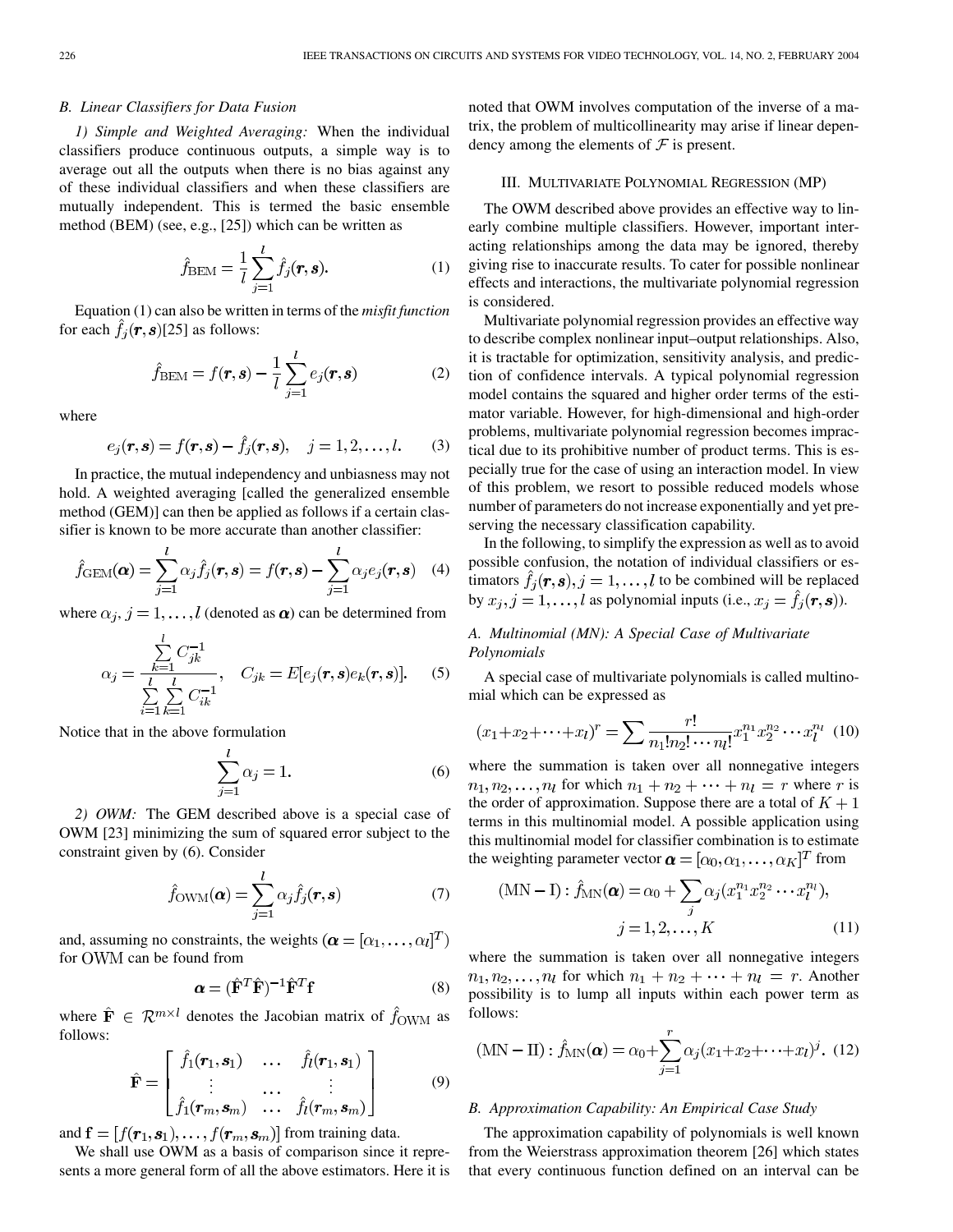### B. Linear Classifiers for Data Fusion

*1) Simple and Weighted Averaging:* When the individual classifiers produce continuous outputs, a simple way is to average out all the outputs when there is no bias against any of these individual classifiers and when these classifiers are mutually independent. This is termed the basic ensemble method (BEM) (see, e.g., [25]) which can be written as

$$\hat{f}_{\mathrm{BEM}} = \frac{1}{l}\sum_{j=1}^{l}\hat{f}_j(\boldsymbol{r},\boldsymbol{s}). \tag{1}$$

Equation (1) can also be written in terms of the *misfit function* for each $\hat{f}_j(\boldsymbol{r},\boldsymbol{s})$[25] as follows:

$$\hat{f}_{\mathrm{BEM}} = f(\boldsymbol{r},\boldsymbol{s}) - \frac{1}{l}\sum_{j=1}^{l}e_j(\boldsymbol{r},\boldsymbol{s}) \tag{2}$$

where

$$e_j(\boldsymbol{r},\boldsymbol{s}) = f(\boldsymbol{r},\boldsymbol{s}) - \hat{f}_j(\boldsymbol{r},\boldsymbol{s}), \quad j = 1,2,\ldots,l. \tag{3}$$

In practice, the mutual independency and unbiasness may not hold. A weighted averaging [called the generalized ensemble method (GEM)] can then be applied as follows if a certain classifier is known to be more accurate than another classifier:

$$\hat{f}_{\mathrm{GEM}}(\boldsymbol{\alpha}) = \sum_{j=1}^{l}\alpha_j\hat{f}_j(\boldsymbol{r},\boldsymbol{s}) = f(\boldsymbol{r},\boldsymbol{s}) - \sum_{j=1}^{l}\alpha_j e_j(\boldsymbol{r},\boldsymbol{s}) \tag{4}$$

where $\alpha_j, j = 1,\ldots,l$ (denoted as $\boldsymbol{\alpha}$) can be determined from

$$\alpha_j = \frac{\sum_{k=1}^{l}C_{jk}^{-1}}{\sum_{i=1}^{l}\sum_{k=1}^{l}C_{ik}^{-1}}, \quad C_{jk} = E[e_j(\boldsymbol{r},\boldsymbol{s})e_k(\boldsymbol{r},\boldsymbol{s})]. \tag{5}$$

Notice that in the above formulation

$$\sum_{j=1}^{l}\alpha_j = 1. \tag{6}$$

*2) OWM:* The GEM described above is a special case of OWM [23] minimizing the sum of squared error subject to the constraint given by (6). Consider

$$\hat{f}_{\mathrm{OWM}}(\boldsymbol{\alpha}) = \sum_{j=1}^{l}\alpha_j\hat{f}_j(\boldsymbol{r},\boldsymbol{s}) \tag{7}$$

and, assuming no constraints, the weights ($\boldsymbol{\alpha} = [\alpha_1,\ldots,\alpha_l]^T$) for OWM can be found from

$$\boldsymbol{\alpha} = (\hat{\mathbf{F}}^T\hat{\mathbf{F}})^{-1}\hat{\mathbf{F}}^T\mathbf{f} \tag{8}$$

where $\hat{\mathbf{F}} \in \mathcal{R}^{m\times l}$ denotes the Jacobian matrix of $\hat{f}_{\mathrm{OWM}}$ as follows:

$$\hat{\mathbf{F}} = \begin{bmatrix} \hat{f}_1(\boldsymbol{r}_1,\boldsymbol{s}_1) & \ldots & \hat{f}_l(\boldsymbol{r}_1,\boldsymbol{s}_1) \\ \vdots & \ldots & \vdots \\ \hat{f}_1(\boldsymbol{r}_m,\boldsymbol{s}_m) & \ldots & \hat{f}_l(\boldsymbol{r}_m,\boldsymbol{s}_m) \end{bmatrix} \tag{9}$$

and $\mathbf{f} = [f(\boldsymbol{r}_1,\boldsymbol{s}_1),\ldots,f(\boldsymbol{r}_m,\boldsymbol{s}_m)]$ from training data.

We shall use OWM as a basis of comparison since it represents a more general form of all the above estimators. Here it is noted that OWM involves computation of the inverse of a matrix, the problem of multicollinearity may arise if linear dependency among the elements of $\mathcal{F}$ is present.

## III. Multivariate Polynomial Regression (MP)

The OWM described above provides an effective way to linearly combine multiple classifiers. However, important interacting relationships among the data may be ignored, thereby giving rise to inaccurate results. To cater for possible nonlinear effects and interactions, the multivariate polynomial regression is considered.

Multivariate polynomial regression provides an effective way to describe complex nonlinear input–output relationships. Also, it is tractable for optimization, sensitivity analysis, and prediction of confidence intervals. A typical polynomial regression model contains the squared and higher order terms of the estimator variable. However, for high-dimensional and high-order problems, multivariate polynomial regression becomes impractical due to its prohibitive number of product terms. This is especially true for the case of using an interaction model. In view of this problem, we resort to possible reduced models whose number of parameters do not increase exponentially and yet preserving the necessary classification capability.

In the following, to simplify the expression as well as to avoid possible confusion, the notation of individual classifiers or estimators $\hat{f}_j(\boldsymbol{r},\boldsymbol{s}), j = 1,\ldots,l$ to be combined will be replaced by $x_j, j = 1,\ldots,l$ as polynomial inputs (i.e., $x_j = \hat{f}_j(\boldsymbol{r},\boldsymbol{s})$).

### A. Multinomial (MN): A Special Case of Multivariate Polynomials

A special case of multivariate polynomials is called multinomial which can be expressed as

$$(x_1+x_2+\cdots+x_l)^r = \sum\frac{r!}{n_1!n_2!\cdots n_l!}x_1^{n_1}x_2^{n_2}\cdots x_l^{n_l} \tag{10}$$

where the summation is taken over all nonnegative integers $n_1,n_2,\ldots,n_l$ for which $n_1+n_2+\cdots+n_l = r$ where $r$ is the order of approximation. Suppose there are a total of $K+1$ terms in this multinomial model. A possible application using this multinomial model for classifier combination is to estimate the weighting parameter vector $\boldsymbol{\alpha} = [\alpha_0,\alpha_1,\ldots,\alpha_K]^T$ from

$$(\mathrm{MN-I}): \hat{f}_{\mathrm{MN}}(\boldsymbol{\alpha}) = \alpha_0 + \sum_j \alpha_j(x_1^{n_1}x_2^{n_2}\cdots x_l^{n_l}), \quad j = 1,2,\ldots,K \tag{11}$$

where the summation is taken over all nonnegative integers $n_1,n_2,\ldots,n_l$ for which $n_1+n_2+\cdots+n_l = r$. Another possibility is to lump all inputs within each power term as follows:

$$(\mathrm{MN-II}): \hat{f}_{\mathrm{MN}}(\boldsymbol{\alpha}) = \alpha_0 + \sum_{j=1}^{r}\alpha_j(x_1+x_2+\cdots+x_l)^j. \tag{12}$$

### B. Approximation Capability: An Empirical Case Study

The approximation capability of polynomials is well known from the Weierstrass approximation theorem [26] which states that every continuous function defined on an interval can be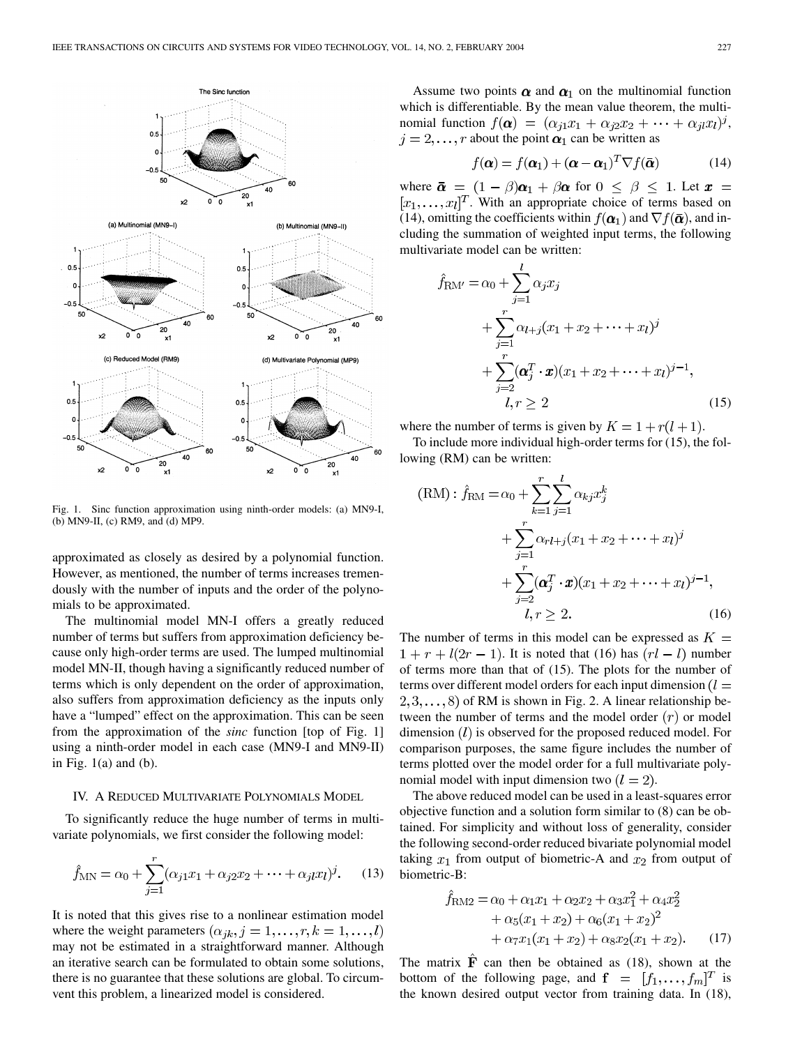The Sinc function

(a) Multinomial (MN9–I)

(b) Multinomial (MN9–II)

(c) Reduced Model (RM9)

(d) Multivariate Polynomial (MP9)

Fig. 1. Sinc function approximation using ninth-order models: (a) MN9-I, (b) MN9-II, (c) RM9, and (d) MP9.

approximated as closely as desired by a polynomial function. However, as mentioned, the number of terms increases tremendously with the number of inputs and the order of the polynomials to be approximated.

The multinomial model MN-I offers a greatly reduced number of terms but suffers from approximation deficiency because only high-order terms are used. The lumped multinomial model MN-II, though having a significantly reduced number of terms which is only dependent on the order of approximation, also suffers from approximation deficiency as the inputs only have a "lumped" effect on the approximation. This can be seen from the approximation of the *sinc* function [top of Fig. 1] using a ninth-order model in each case (MN9-I and MN9-II) in Fig. 1(a) and (b).

## IV. A Reduced Multivariate Polynomials Model

To significantly reduce the huge number of terms in multivariate polynomials, we first consider the following model:

$$\hat{f}_{\text{MN}} = \alpha_0 + \sum_{j=1}^{r} (\alpha_{j1}x_1 + \alpha_{j2}x_2 + \cdots + \alpha_{jl}x_l)^j. \tag{13}$$

It is noted that this gives rise to a nonlinear estimation model where the weight parameters $(\alpha_{jk}, j = 1, \ldots, r, k = 1, \ldots, l)$ may not be estimated in a straightforward manner. Although an iterative search can be formulated to obtain some solutions, there is no guarantee that these solutions are global. To circumvent this problem, a linearized model is considered.

Assume two points $\boldsymbol{\alpha}$ and $\boldsymbol{\alpha}_1$ on the multinomial function which is differentiable. By the mean value theorem, the multinomial function $f(\boldsymbol{\alpha}) = (\alpha_{j1}x_1 + \alpha_{j2}x_2 + \cdots + \alpha_{jl}x_l)^j$, $j = 2, \ldots, r$ about the point $\boldsymbol{\alpha}_1$ can be written as

$$f(\boldsymbol{\alpha}) = f(\boldsymbol{\alpha}_1) + (\boldsymbol{\alpha} - \boldsymbol{\alpha}_1)^T \nabla f(\bar{\boldsymbol{\alpha}}) \tag{14}$$

where $\bar{\boldsymbol{\alpha}} = (1 - \beta)\boldsymbol{\alpha}_1 + \beta\boldsymbol{\alpha}$ for $0 \leq \beta \leq 1$. Let $\boldsymbol{x} = [x_1, \ldots, x_l]^T$. With an appropriate choice of terms based on (14), omitting the coefficients within $f(\boldsymbol{\alpha}_1)$ and $\nabla f(\bar{\boldsymbol{\alpha}})$, and including the summation of weighted input terms, the following multivariate model can be written:

$$\begin{aligned}\hat{f}_{\text{RM}'} = \alpha_0 &+ \sum_{j=1}^{l} \alpha_j x_j \\ &+ \sum_{j=1}^{r} \alpha_{l+j}(x_1 + x_2 + \cdots + x_l)^j \\ &+ \sum_{j=2}^{r} (\boldsymbol{\alpha}_j^T \cdot \boldsymbol{x})(x_1 + x_2 + \cdots + x_l)^{j-1}, \\ &l, r \geq 2\end{aligned} \tag{15}$$

where the number of terms is given by $K = 1 + r(l + 1)$.

To include more individual high-order terms for (15), the following (RM) can be written:

$$\begin{aligned}(\text{RM}): \hat{f}_{\text{RM}} = \alpha_0 &+ \sum_{k=1}^{r}\sum_{j=1}^{l} \alpha_{kj} x_j^k \\ &+ \sum_{j=1}^{r} \alpha_{rl+j}(x_1 + x_2 + \cdots + x_l)^j \\ &+ \sum_{j=2}^{r} (\boldsymbol{\alpha}_j^T \cdot \boldsymbol{x})(x_1 + x_2 + \cdots + x_l)^{j-1}, \\ &l, r \geq 2.\end{aligned} \tag{16}$$

The number of terms in this model can be expressed as $K = 1 + r + l(2r - 1)$. It is noted that (16) has $(rl - l)$ number of terms more than that of (15). The plots for the number of terms over different model orders for each input dimension $(l = 2, 3, \ldots, 8)$ of RM is shown in Fig. 2. A linear relationship between the number of terms and the model order $(r)$ or model dimension $(l)$ is observed for the proposed reduced model. For comparison purposes, the same figure includes the number of terms plotted over the model order for a full multivariate polynomial model with input dimension two $(l = 2)$.

The above reduced model can be used in a least-squares error objective function and a solution form similar to (8) can be obtained. For simplicity and without loss of generality, consider the following second-order reduced bivariate polynomial model taking $x_1$ from output of biometric-A and $x_2$ from output of biometric-B:

$$\begin{aligned}\hat{f}_{\text{RM2}} = \alpha_0 &+ \alpha_1 x_1 + \alpha_2 x_2 + \alpha_3 x_1^2 + \alpha_4 x_2^2 \\ &+ \alpha_5(x_1 + x_2) + \alpha_6(x_1 + x_2)^2 \\ &+ \alpha_7 x_1(x_1 + x_2) + \alpha_8 x_2(x_1 + x_2).\end{aligned} \tag{17}$$

The matrix $\hat{\mathbf{F}}$ can then be obtained as (18), shown at the bottom of the following page, and $\mathbf{f} = [f_1, \ldots, f_m]^T$ is the known desired output vector from training data. In (18),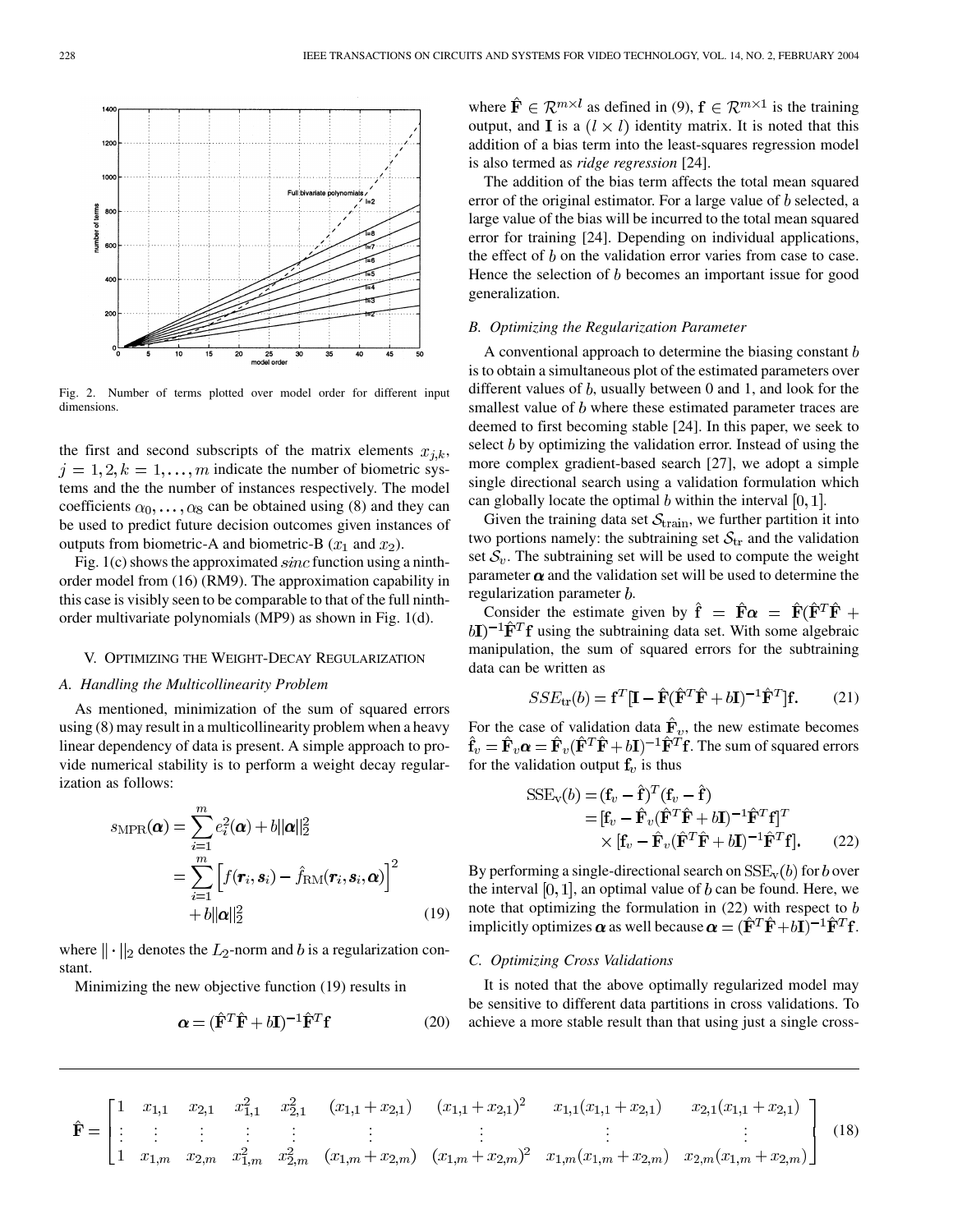number of terms

model order

Full bivariate polynomials

l=2

l=8

l=7

l=6

l=5

l=4

l=3

l=2

0

5

10

15

20

25

30

35

40

45

50

0

200

400

600

800

1000

1200

1400

Fig. 2. Number of terms plotted over model order for different input dimensions.

the first and second subscripts of the matrix elements $x_{j,k}$, $j = 1, 2, k = 1, \ldots, m$ indicate the number of biometric systems and the the number of instances respectively. The model coefficients $\alpha_0, \ldots, \alpha_8$ can be obtained using (8) and they can be used to predict future decision outcomes given instances of outputs from biometric-A and biometric-B ($x_1$ and $x_2$).

Fig. 1(c) shows the approximated $sinc$ function using a ninth-order model from (16) (RM9). The approximation capability in this case is visibly seen to be comparable to that of the full ninth-order multivariate polynomials (MP9) as shown in Fig. 1(d).

## V. Optimizing the Weight-Decay Regularization

### A. Handling the Multicollinearity Problem

As mentioned, minimization of the sum of squared errors using (8) may result in a multicollinearity problem when a heavy linear dependency of data is present. A simple approach to provide numerical stability is to perform a weight decay regularization as follows:

$$
\begin{aligned}
s_{\text{MPR}}(\boldsymbol{\alpha}) &= \sum_{i=1}^{m} e_i^2(\boldsymbol{\alpha}) + b\|\boldsymbol{\alpha}\|_2^2 \\
&= \sum_{i=1}^{m} \left[ f(\boldsymbol{r}_i, \boldsymbol{s}_i) - \hat{f}_{\text{RM}}(\boldsymbol{r}_i, \boldsymbol{s}_i, \boldsymbol{\alpha}) \right]^2 \\
&\quad + b\|\boldsymbol{\alpha}\|_2^2
\end{aligned} \tag{19}
$$

where $\|\cdot\|_2$ denotes the $L_2$-norm and $b$ is a regularization constant.

Minimizing the new objective function (19) results in

$$
\boldsymbol{\alpha} = (\hat{\mathbf{F}}^T\hat{\mathbf{F}} + b\mathbf{I})^{-1}\hat{\mathbf{F}}^T\mathbf{f} \tag{20}
$$

where $\hat{\mathbf{F}} \in \mathcal{R}^{m \times l}$ as defined in (9), $\mathbf{f} \in \mathcal{R}^{m \times 1}$ is the training output, and $\mathbf{I}$ is a $(l \times l)$ identity matrix. It is noted that this addition of a bias term into the least-squares regression model is also termed as *ridge regression* [24].

The addition of the bias term affects the total mean squared error of the original estimator. For a large value of $b$ selected, a large value of the bias will be incurred to the total mean squared error for training [24]. Depending on individual applications, the effect of $b$ on the validation error varies from case to case. Hence the selection of $b$ becomes an important issue for good generalization.

### B. Optimizing the Regularization Parameter

A conventional approach to determine the biasing constant $b$ is to obtain a simultaneous plot of the estimated parameters over different values of $b$, usually between 0 and 1, and look for the smallest value of $b$ where these estimated parameter traces are deemed to first becoming stable [24]. In this paper, we seek to select $b$ by optimizing the validation error. Instead of using the more complex gradient-based search [27], we adopt a simple single directional search using a validation formulation which can globally locate the optimal $b$ within the interval $[0, 1]$.

Given the training data set $\mathcal{S}_{\text{train}}$, we further partition it into two portions namely: the subtraining set $\mathcal{S}_{\text{tr}}$ and the validation set $\mathcal{S}_v$. The subtraining set will be used to compute the weight parameter $\boldsymbol{\alpha}$ and the validation set will be used to determine the regularization parameter $b$.

Consider the estimate given by $\hat{\mathbf{f}} = \hat{\mathbf{F}}\boldsymbol{\alpha} = \hat{\mathbf{F}}(\hat{\mathbf{F}}^T\hat{\mathbf{F}} + b\mathbf{I})^{-1}\hat{\mathbf{F}}^T\mathbf{f}$ using the subtraining data set. With some algebraic manipulation, the sum of squared errors for the subtraining data can be written as

$$
SSE_{\text{tr}}(b) = \mathbf{f}^T[\mathbf{I} - \hat{\mathbf{F}}(\hat{\mathbf{F}}^T\hat{\mathbf{F}} + b\mathbf{I})^{-1}\hat{\mathbf{F}}^T]\mathbf{f}. \tag{21}
$$

For the case of validation data $\hat{\mathbf{F}}_v$, the new estimate becomes $\hat{\mathbf{f}}_v = \hat{\mathbf{F}}_v\boldsymbol{\alpha} = \hat{\mathbf{F}}_v(\hat{\mathbf{F}}^T\hat{\mathbf{F}} + b\mathbf{I})^{-1}\hat{\mathbf{F}}^T\mathbf{f}$. The sum of squared errors for the validation output $\mathbf{f}_v$ is thus

$$
\begin{aligned}
\text{SSE}_{\text{v}}(b) &= (\mathbf{f}_v - \hat{\mathbf{f}})^T(\mathbf{f}_v - \hat{\mathbf{f}}) \\
&= [\mathbf{f}_v - \hat{\mathbf{F}}_v(\hat{\mathbf{F}}^T\hat{\mathbf{F}} + b\mathbf{I})^{-1}\hat{\mathbf{F}}^T\mathbf{f}]^T \\
&\quad \times [\mathbf{f}_v - \hat{\mathbf{F}}_v(\hat{\mathbf{F}}^T\hat{\mathbf{F}} + b\mathbf{I})^{-1}\hat{\mathbf{F}}^T\mathbf{f}].
\end{aligned} \tag{22}
$$

By performing a single-directional search on $\text{SSE}_{\text{v}}(b)$ for $b$ over the interval $[0, 1]$, an optimal value of $b$ can be found. Here, we note that optimizing the formulation in (22) with respect to $b$ implicitly optimizes $\boldsymbol{\alpha}$ as well because $\boldsymbol{\alpha} = (\hat{\mathbf{F}}^T\hat{\mathbf{F}} + b\mathbf{I})^{-1}\hat{\mathbf{F}}^T\mathbf{f}$.

### C. Optimizing Cross Validations

It is noted that the above optimally regularized model may be sensitive to different data partitions in cross validations. To achieve a more stable result than that using just a single cross-

$$
\hat{\mathbf{F}} = \begin{bmatrix}
1 & x_{1,1} & x_{2,1} & x_{1,1}^2 & x_{2,1}^2 & (x_{1,1} + x_{2,1}) & (x_{1,1} + x_{2,1})^2 & x_{1,1}(x_{1,1} + x_{2,1}) & x_{2,1}(x_{1,1} + x_{2,1}) \\
\vdots & \vdots & \vdots & \vdots & \vdots & \vdots & \vdots & \vdots & \vdots \\
1 & x_{1,m} & x_{2,m} & x_{1,m}^2 & x_{2,m}^2 & (x_{1,m} + x_{2,m}) & (x_{1,m} + x_{2,m})^2 & x_{1,m}(x_{1,m} + x_{2,m}) & x_{2,m}(x_{1,m} + x_{2,m})
\end{bmatrix} \tag{18}
$$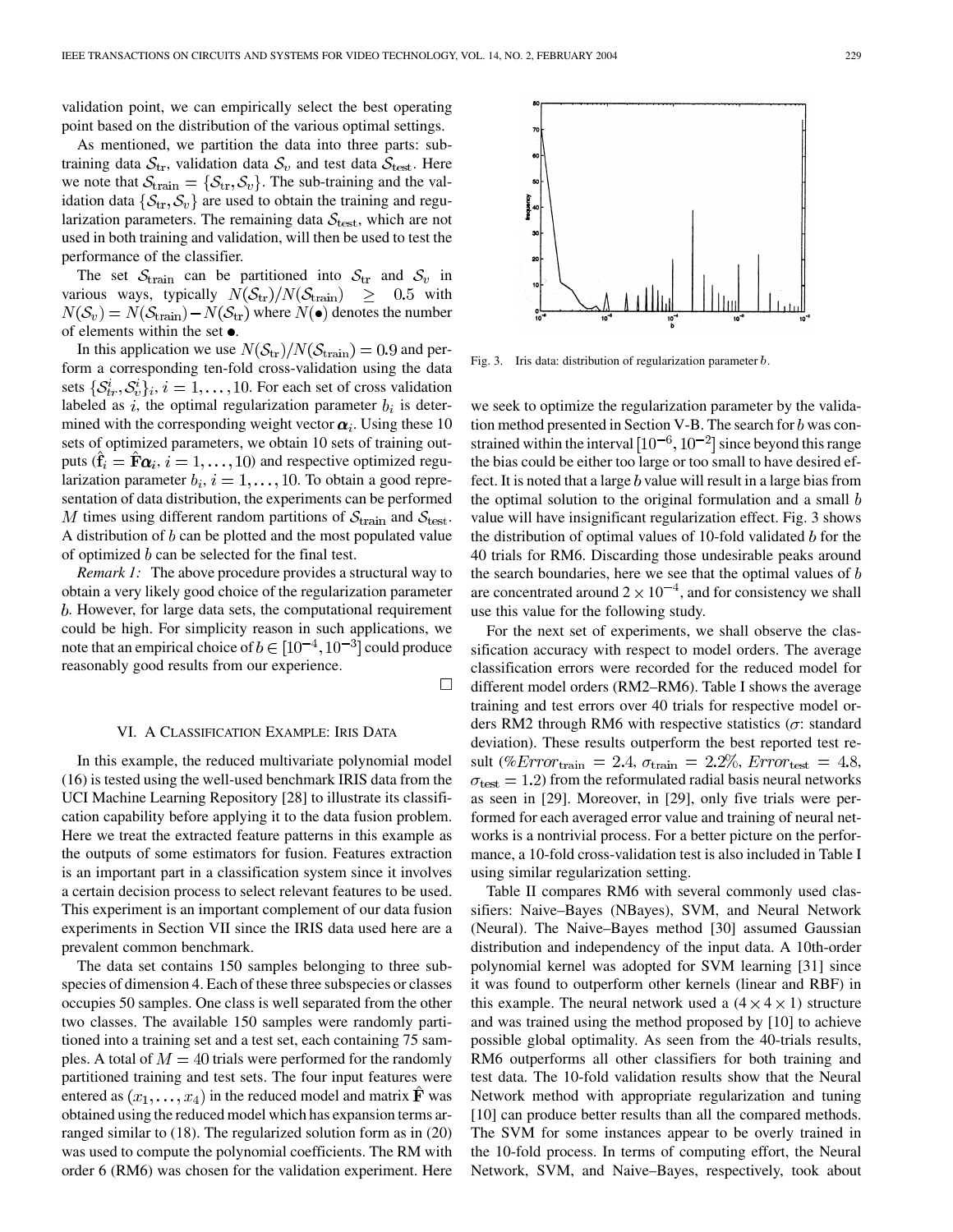validation point, we can empirically select the best operating point based on the distribution of the various optimal settings.

As mentioned, we partition the data into three parts: sub-training data $\mathcal{S}_{\rm tr}$, validation data $\mathcal{S}_v$ and test data $\mathcal{S}_{\rm test}$. Here we note that $\mathcal{S}_{\rm train} = \{\mathcal{S}_{\rm tr}, \mathcal{S}_v\}$. The sub-training and the validation data $\{\mathcal{S}_{\rm tr}, \mathcal{S}_v\}$ are used to obtain the training and regularization parameters. The remaining data $\mathcal{S}_{\rm test}$, which are not used in both training and validation, will then be used to test the performance of the classifier.

The set $\mathcal{S}_{\rm train}$ can be partitioned into $\mathcal{S}_{\rm tr}$ and $\mathcal{S}_v$ in various ways, typically $N(\mathcal{S}_{\rm tr})/N(\mathcal{S}_{\rm train}) \geq 0.5$ with $N(\mathcal{S}_v) = N(\mathcal{S}_{\rm train}) - N(\mathcal{S}_{\rm tr})$ where $N(\bullet)$ denotes the number of elements within the set $\bullet$.

In this application we use $N(\mathcal{S}_{\rm tr})/N(\mathcal{S}_{\rm train}) = 0.9$ and perform a corresponding ten-fold cross-validation using the data sets $\{\mathcal{S}_{tr}^i, \mathcal{S}_v^i\}_i, i = 1, \ldots, 10$. For each set of cross validation labeled as $i$, the optimal regularization parameter $b_i$ is determined with the corresponding weight vector $\boldsymbol{\alpha}_i$. Using these 10 sets of optimized parameters, we obtain 10 sets of training outputs ($\hat{\mathbf{f}}_i = \hat{\mathbf{F}}\boldsymbol{\alpha}_i, i = 1, \ldots, 10$) and respective optimized regularization parameter $b_i, i = 1, \ldots, 10$. To obtain a good representation of data distribution, the experiments can be performed $M$ times using different random partitions of $\mathcal{S}_{\rm train}$ and $\mathcal{S}_{\rm test}$. A distribution of $b$ can be plotted and the most populated value of optimized $b$ can be selected for the final test.

*Remark 1:* The above procedure provides a structural way to obtain a very likely good choice of the regularization parameter $b$. However, for large data sets, the computational requirement could be high. For simplicity reason in such applications, we note that an empirical choice of $b \in [10^{-4}, 10^{-3}]$ could produce reasonably good results from our experience. □

## VI. A Classification Example: Iris Data

In this example, the reduced multivariate polynomial model (16) is tested using the well-used benchmark IRIS data from the UCI Machine Learning Repository [28] to illustrate its classification capability before applying it to the data fusion problem. Here we treat the extracted feature patterns in this example as the outputs of some estimators for fusion. Features extraction is an important part in a classification system since it involves a certain decision process to select relevant features to be used. This experiment is an important complement of our data fusion experiments in Section VII since the IRIS data used here are a prevalent common benchmark.

The data set contains 150 samples belonging to three subspecies of dimension 4. Each of these three subspecies or classes occupies 50 samples. One class is well separated from the other two classes. The available 150 samples were randomly partitioned into a training set and a test set, each containing 75 samples. A total of $M = 40$ trials were performed for the randomly partitioned training and test sets. The four input features were entered as $(x_1, \ldots, x_4)$ in the reduced model and matrix $\hat{\mathbf{F}}$ was obtained using the reduced model which has expansion terms arranged similar to (18). The regularized solution form as in (20) was used to compute the polynomial coefficients. The RM with order 6 (RM6) was chosen for the validation experiment. Here we seek to optimize the regularization parameter by the validation method presented in Section V-B. The search for $b$ was constrained within the interval $[10^{-6}, 10^{-2}]$ since beyond this range the bias could be either too large or too small to have desired effect. It is noted that a large $b$ value will result in a large bias from the optimal solution to the original formulation and a small $b$ value will have insignificant regularization effect. Fig. 3 shows the distribution of optimal values of 10-fold validated $b$ for the 40 trials for RM6. Discarding those undesirable peaks around the search boundaries, here we see that the optimal values of $b$ are concentrated around $2 \times 10^{-4}$, and for consistency we shall use this value for the following study.

frequency
80
70
60
50
40
30
20
10
0
10^-6
10^-5
10^-4
10^-3
10^-2
b

Fig. 3. Iris data: distribution of regularization parameter $b$.

For the next set of experiments, we shall observe the classification accuracy with respect to model orders. The average classification errors were recorded for the reduced model for different model orders (RM2–RM6). Table I shows the average training and test errors over 40 trials for respective model orders RM2 through RM6 with respective statistics ($\sigma$: standard deviation). These results outperform the best reported test result ($\%Error_{\rm train} = 2.4$, $\sigma_{\rm train} = 2.2\%$, $Error_{\rm test} = 4.8$, $\sigma_{\rm test} = 1.2$) from the reformulated radial basis neural networks as seen in [29]. Moreover, in [29], only five trials were performed for each averaged error value and training of neural networks is a nontrivial process. For a better picture on the performance, a 10-fold cross-validation test is also included in Table I using similar regularization setting.

Table II compares RM6 with several commonly used classifiers: Naive–Bayes (NBayes), SVM, and Neural Network (Neural). The Naive–Bayes method [30] assumed Gaussian distribution and independency of the input data. A 10th-order polynomial kernel was adopted for SVM learning [31] since it was found to outperform other kernels (linear and RBF) in this example. The neural network used a $(4 \times 4 \times 1)$ structure and was trained using the method proposed by [10] to achieve possible global optimality. As seen from the 40-trials results, RM6 outperforms all other classifiers for both training and test data. The 10-fold validation results show that the Neural Network method with appropriate regularization and tuning [10] can produce better results than all the compared methods. The SVM for some instances appear to be overly trained in the 10-fold process. In terms of computing effort, the Neural Network, SVM, and Naive–Bayes, respectively, took about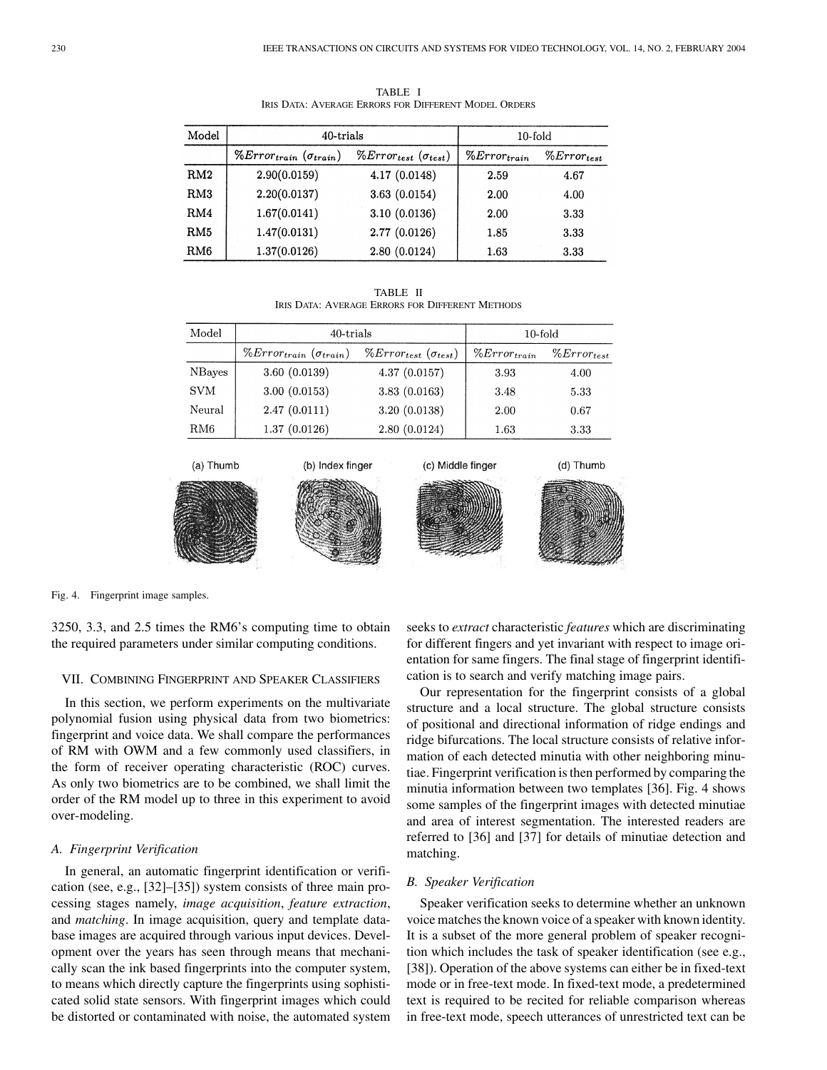TABLE I
IRIS DATA: AVERAGE ERRORS FOR DIFFERENT MODEL ORDERS

| Model | 40-trials | | 10-fold | |
|---|---|---|---|---|
| | $\%Error_{train}$ ($\sigma_{train}$) | $\%Error_{test}$ ($\sigma_{test}$) | $\%Error_{train}$ | $\%Error_{test}$ |
| RM2 | 2.90(0.0159) | 4.17 (0.0148) | 2.59 | 4.67 |
| RM3 | 2.20(0.0137) | 3.63 (0.0154) | 2.00 | 4.00 |
| RM4 | 1.67(0.0141) | 3.10 (0.0136) | 2.00 | 3.33 |
| RM5 | 1.47(0.0131) | 2.77 (0.0126) | 1.85 | 3.33 |
| RM6 | 1.37(0.0126) | 2.80 (0.0124) | 1.63 | 3.33 |

TABLE II
IRIS DATA: AVERAGE ERRORS FOR DIFFERENT METHODS

| Model | 40-trials | | 10-fold | |
|---|---|---|---|---|
| | $\%Error_{train}$ ($\sigma_{train}$) | $\%Error_{test}$ ($\sigma_{test}$) | $\%Error_{train}$ | $\%Error_{test}$ |
| NBayes | 3.60 (0.0139) | 4.37 (0.0157) | 3.93 | 4.00 |
| SVM | 3.00 (0.0153) | 3.83 (0.0163) | 3.48 | 5.33 |
| Neural | 2.47 (0.0111) | 3.20 (0.0138) | 2.00 | 0.67 |
| RM6 | 1.37 (0.0126) | 2.80 (0.0124) | 1.63 | 3.33 |

(a) Thumb (b) Index finger (c) Middle finger (d) Thumb

Fig. 4. Fingerprint image samples.

3250, 3.3, and 2.5 times the RM6's computing time to obtain the required parameters under similar computing conditions.

## VII. COMBINING FINGERPRINT AND SPEAKER CLASSIFIERS

In this section, we perform experiments on the multivariate polynomial fusion using physical data from two biometrics: fingerprint and voice data. We shall compare the performances of RM with OWM and a few commonly used classifiers, in the form of receiver operating characteristic (ROC) curves. As only two biometrics are to be combined, we shall limit the order of the RM model up to three in this experiment to avoid over-modeling.

### A. Fingerprint Verification

In general, an automatic fingerprint identification or verification (see, e.g., [32]–[35]) system consists of three main processing stages namely, *image acquisition*, *feature extraction*, and *matching*. In image acquisition, query and template database images are acquired through various input devices. Development over the years has seen through means that mechanically scan the ink based fingerprints into the computer system, to means which directly capture the fingerprints using sophisticated solid state sensors. With fingerprint images which could be distorted or contaminated with noise, the automated system seeks to *extract* characteristic *features* which are discriminating for different fingers and yet invariant with respect to image orientation for same fingers. The final stage of fingerprint identification is to search and verify matching image pairs.

Our representation for the fingerprint consists of a global structure and a local structure. The global structure consists of positional and directional information of ridge endings and ridge bifurcations. The local structure consists of relative information of each detected minutia with other neighboring minutiae. Fingerprint verification is then performed by comparing the minutia information between two templates [36]. Fig. 4 shows some samples of the fingerprint images with detected minutiae and area of interest segmentation. The interested readers are referred to [36] and [37] for details of minutiae detection and matching.

### B. Speaker Verification

Speaker verification seeks to determine whether an unknown voice matches the known voice of a speaker with known identity. It is a subset of the more general problem of speaker recognition which includes the task of speaker identification (see e.g., [38]). Operation of the above systems can either be in fixed-text mode or in free-text mode. In fixed-text mode, a predetermined text is required to be recited for reliable comparison whereas in free-text mode, speech utterances of unrestricted text can be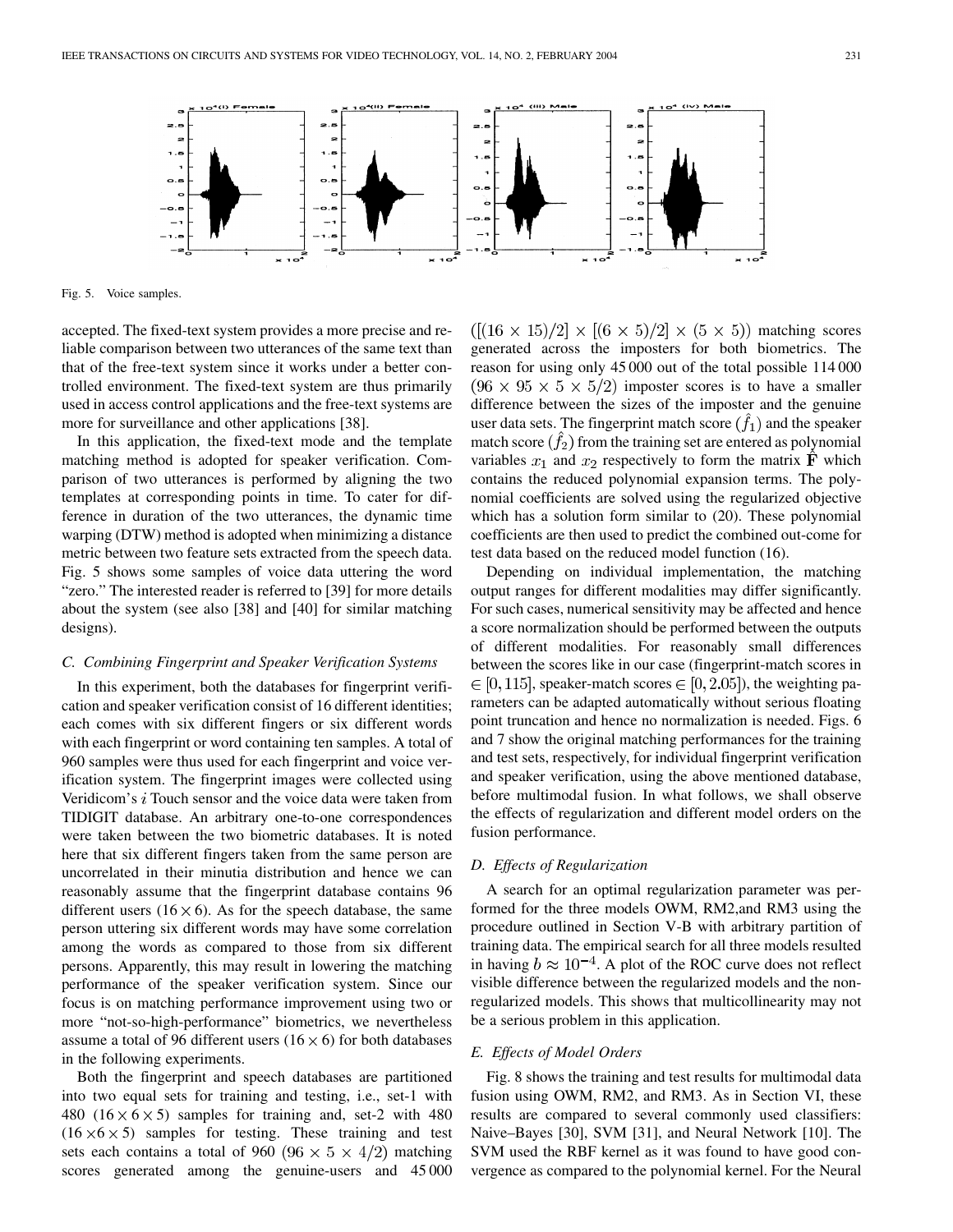(i) Female

(ii) Female

(iii) Male

(iv) Male

Fig. 5. Voice samples.

accepted. The fixed-text system provides a more precise and reliable comparison between two utterances of the same text than that of the free-text system since it works under a better controlled environment. The fixed-text system are thus primarily used in access control applications and the free-text systems are more for surveillance and other applications [38].

In this application, the fixed-text mode and the template matching method is adopted for speaker verification. Comparison of two utterances is performed by aligning the two templates at corresponding points in time. To cater for difference in duration of the two utterances, the dynamic time warping (DTW) method is adopted when minimizing a distance metric between two feature sets extracted from the speech data. Fig. 5 shows some samples of voice data uttering the word "zero." The interested reader is referred to [39] for more details about the system (see also [38] and [40] for similar matching designs).

### C. Combining Fingerprint and Speaker Verification Systems

In this experiment, both the databases for fingerprint verification and speaker verification consist of 16 different identities; each comes with six different fingers or six different words with each fingerprint or word containing ten samples. A total of 960 samples were thus used for each fingerprint and voice verification system. The fingerprint images were collected using Veridicom's $i$ Touch sensor and the voice data were taken from TIDIGIT database. An arbitrary one-to-one correspondences were taken between the two biometric databases. It is noted here that six different fingers taken from the same person are uncorrelated in their minutia distribution and hence we can reasonably assume that the fingerprint database contains 96 different users ($16 \times 6$). As for the speech database, the same person uttering six different words may have some correlation among the words as compared to those from six different persons. Apparently, this may result in lowering the matching performance of the speaker verification system. Since our focus is on matching performance improvement using two or more "not-so-high-performance" biometrics, we nevertheless assume a total of 96 different users ($16 \times 6$) for both databases in the following experiments.

Both the fingerprint and speech databases are partitioned into two equal sets for training and testing, i.e., set-1 with 480 ($16 \times 6 \times 5$) samples for training and, set-2 with 480 ($16 \times 6 \times 5$) samples for testing. These training and test sets each contains a total of 960 ($96 \times 5 \times 4/2$) matching scores generated among the genuine-users and 45 000 ($[(16 \times 15)/2] \times [(6 \times 5)/2] \times (5 \times 5)$) matching scores generated across the imposters for both biometrics. The reason for using only 45 000 out of the total possible 114 000 ($96 \times 95 \times 5 \times 5/2$) imposter scores is to have a smaller difference between the sizes of the imposter and the genuine user data sets. The fingerprint match score ($\hat{f}_1$) and the speaker match score ($\hat{f}_2$) from the training set are entered as polynomial variables $x_1$ and $x_2$ respectively to form the matrix $\hat{\mathbf{F}}$ which contains the reduced polynomial expansion terms. The polynomial coefficients are solved using the regularized objective which has a solution form similar to (20). These polynomial coefficients are then used to predict the combined out-come for test data based on the reduced model function (16).

Depending on individual implementation, the matching output ranges for different modalities may differ significantly. For such cases, numerical sensitivity may be affected and hence a score normalization should be performed between the outputs of different modalities. For reasonably small differences between the scores like in our case (fingerprint-match scores in $\in [0, 115]$, speaker-match scores $\in [0, 2.05]$), the weighting parameters can be adapted automatically without serious floating point truncation and hence no normalization is needed. Figs. 6 and 7 show the original matching performances for the training and test sets, respectively, for individual fingerprint verification and speaker verification, using the above mentioned database, before multimodal fusion. In what follows, we shall observe the effects of regularization and different model orders on the fusion performance.

### D. Effects of Regularization

A search for an optimal regularization parameter was performed for the three models OWM, RM2,and RM3 using the procedure outlined in Section V-B with arbitrary partition of training data. The empirical search for all three models resulted in having $b \approx 10^{-4}$. A plot of the ROC curve does not reflect visible difference between the regularized models and the non-regularized models. This shows that multicollinearity may not be a serious problem in this application.

### E. Effects of Model Orders

Fig. 8 shows the training and test results for multimodal data fusion using OWM, RM2, and RM3. As in Section VI, these results are compared to several commonly used classifiers: Naive–Bayes [30], SVM [31], and Neural Network [10]. The SVM used the RBF kernel as it was found to have good convergence as compared to the polynomial kernel. For the Neural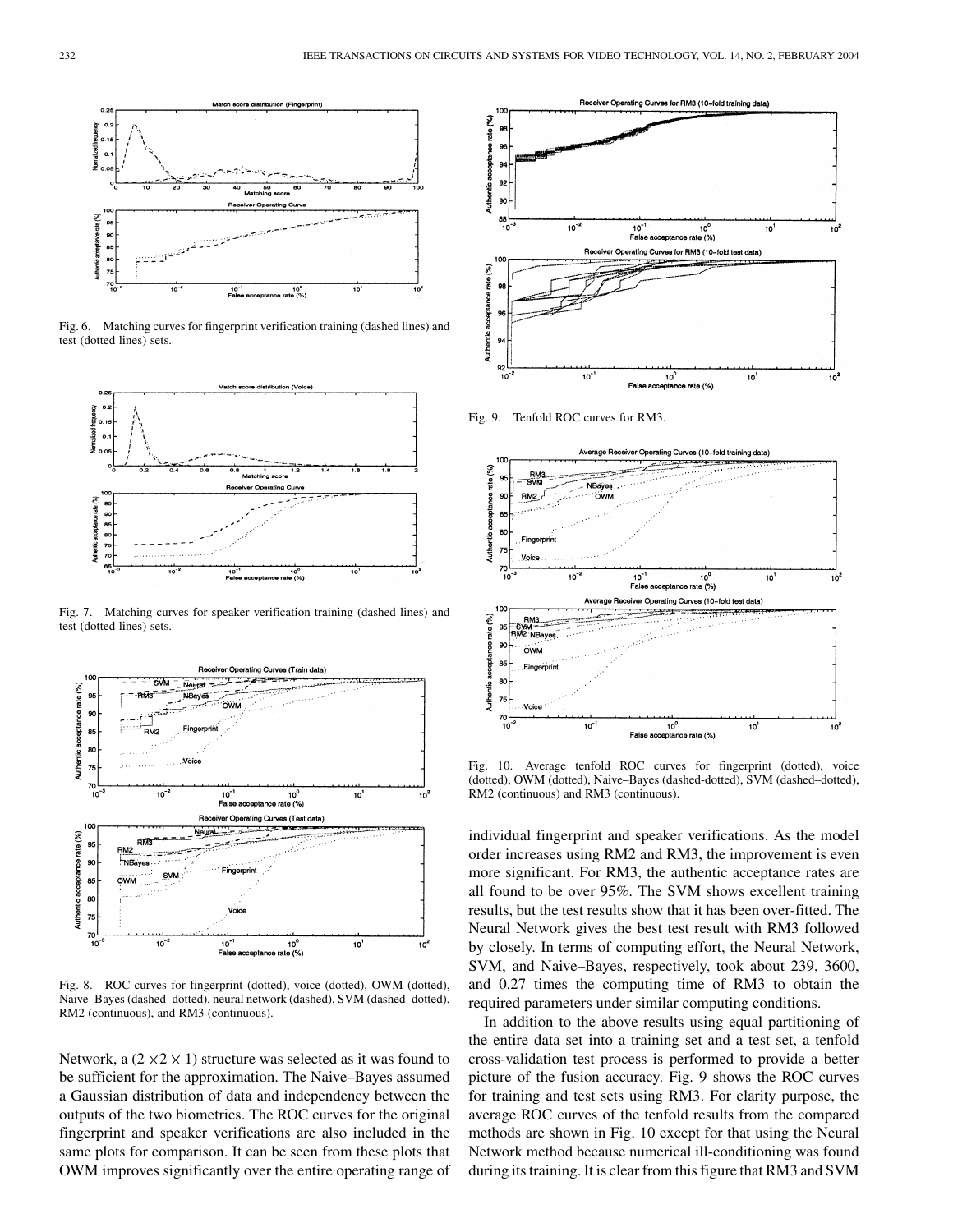Match score distribution (Fingerprint)

Normalized frequency

Matching score

Receiver Operating Curve

Authentic acceptance rate (%)

False acceptance rate (%)

Fig. 6. Matching curves for fingerprint verification training (dashed lines) and test (dotted lines) sets.

Match score distribution (Voice)

Normalized frequency

Matching score

Receiver Operating Curve

Authentic acceptance rate (%)

False acceptance rate (%)

Fig. 7. Matching curves for speaker verification training (dashed lines) and test (dotted lines) sets.

Receiver Operating Curves (Train data)

SVM, Neural, RM3, NBayes, OWM, RM2, Fingerprint, Voice

Authentic acceptance rate (%)

False acceptance rate (%)

Receiver Operating Curves (Test data)

Neural, RM3, RM2, NBayes, SVM, OWM, Fingerprint, Voice

Authentic acceptance rate (%)

False acceptance rate (%)

Fig. 8. ROC curves for fingerprint (dotted), voice (dotted), OWM (dotted), Naive–Bayes (dashed–dotted), neural network (dashed), SVM (dashed–dotted), RM2 (continuous), and RM3 (continuous).

Network, a $(2 \times 2 \times 1)$ structure was selected as it was found to be sufficient for the approximation. The Naive–Bayes assumed a Gaussian distribution of data and independency between the outputs of the two biometrics. The ROC curves for the original fingerprint and speaker verifications are also included in the same plots for comparison. It can be seen from these plots that OWM improves significantly over the entire operating range of individual fingerprint and speaker verifications. As the model order increases using RM2 and RM3, the improvement is even more significant. For RM3, the authentic acceptance rates are all found to be over 95%. The SVM shows excellent training results, but the test results show that it has been over-fitted. The Neural Network gives the best test result with RM3 followed by closely. In terms of computing effort, the Neural Network, SVM, and Naive–Bayes, respectively, took about 239, 3600, and 0.27 times the computing time of RM3 to obtain the required parameters under similar computing conditions.

In addition to the above results using equal partitioning of the entire data set into a training set and a test set, a tenfold cross-validation test process is performed to provide a better picture of the fusion accuracy. Fig. 9 shows the ROC curves for training and test sets using RM3. For clarity purpose, the average ROC curves of the tenfold results from the compared methods are shown in Fig. 10 except for that using the Neural Network method because numerical ill-conditioning was found during its training. It is clear from this figure that RM3 and SVM

Receiver Operating Curves for RM3 (10-fold training data)

Authentic acceptance rate (%)

False acceptance rate (%)

Receiver Operating Curves for RM3 (10-fold test data)

Authentic acceptance rate (%)

False acceptance rate (%)

Fig. 9. Tenfold ROC curves for RM3.

Average Receiver Operating Curves (10-fold training data)

RM3, SVM, NBayes, RM2, OWM, Fingerprint, Voice

Authentic acceptance rate (%)

False acceptance rate (%)

Average Receiver Operating Curves (10-fold test data)

RM3, SVM, RM2, NBayes, OWM, Fingerprint, Voice

Authentic acceptance rate (%)

False acceptance rate (%)

Fig. 10. Average tenfold ROC curves for fingerprint (dotted), voice (dotted), OWM (dotted), Naive–Bayes (dashed-dotted), SVM (dashed–dotted), RM2 (continuous) and RM3 (continuous).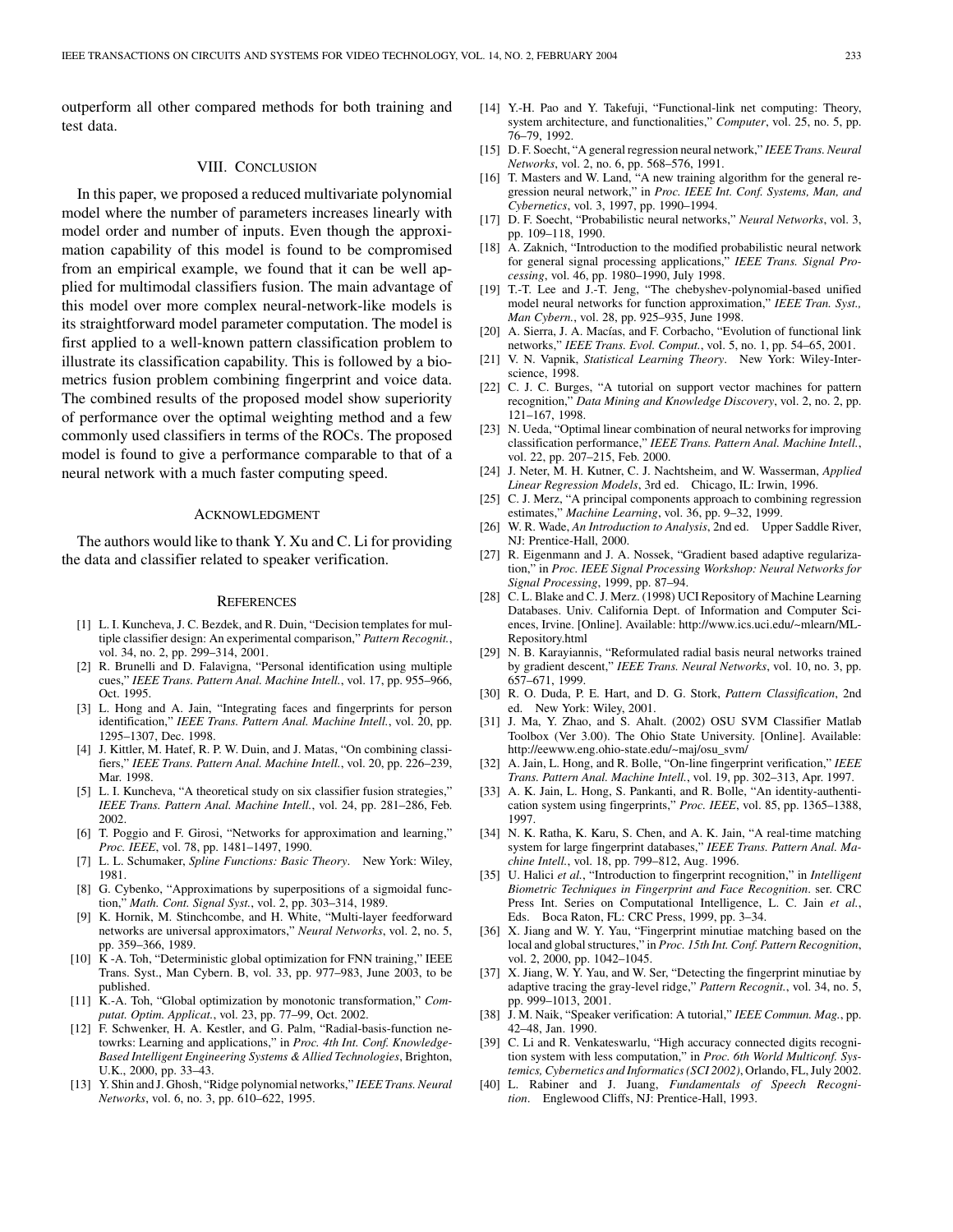outperform all other compared methods for both training and test data.

## VIII. Conclusion

In this paper, we proposed a reduced multivariate polynomial model where the number of parameters increases linearly with model order and number of inputs. Even though the approximation capability of this model is found to be compromised from an empirical example, we found that it can be well applied for multimodal classifiers fusion. The main advantage of this model over more complex neural-network-like models is its straightforward model parameter computation. The model is first applied to a well-known pattern classification problem to illustrate its classification capability. This is followed by a biometrics fusion problem combining fingerprint and voice data. The combined results of the proposed model show superiority of performance over the optimal weighting method and a few commonly used classifiers in terms of the ROCs. The proposed model is found to give a performance comparable to that of a neural network with a much faster computing speed.

## Acknowledgment

The authors would like to thank Y. Xu and C. Li for providing the data and classifier related to speaker verification.

## References

[1] L. I. Kuncheva, J. C. Bezdek, and R. Duin, "Decision templates for multiple classifier design: An experimental comparison," *Pattern Recognit.*, vol. 34, no. 2, pp. 299–314, 2001.

[2] R. Brunelli and D. Falavigna, "Personal identification using multiple cues," *IEEE Trans. Pattern Anal. Machine Intell.*, vol. 17, pp. 955–966, Oct. 1995.

[3] L. Hong and A. Jain, "Integrating faces and fingerprints for person identification," *IEEE Trans. Pattern Anal. Machine Intell.*, vol. 20, pp. 1295–1307, Dec. 1998.

[4] J. Kittler, M. Hatef, R. P. W. Duin, and J. Matas, "On combining classifiers," *IEEE Trans. Pattern Anal. Machine Intell.*, vol. 20, pp. 226–239, Mar. 1998.

[5] L. I. Kuncheva, "A theoretical study on six classifier fusion strategies," *IEEE Trans. Pattern Anal. Machine Intell.*, vol. 24, pp. 281–286, Feb. 2002.

[6] T. Poggio and F. Girosi, "Networks for approximation and learning," *Proc. IEEE*, vol. 78, pp. 1481–1497, 1990.

[7] L. L. Schumaker, *Spline Functions: Basic Theory*. New York: Wiley, 1981.

[8] G. Cybenko, "Approximations by superpositions of a sigmoidal function," *Math. Cont. Signal Syst.*, vol. 2, pp. 303–314, 1989.

[9] K. Hornik, M. Stinchcombe, and H. White, "Multi-layer feedforward networks are universal approximators," *Neural Networks*, vol. 2, no. 5, pp. 359–366, 1989.

[10] K -A. Toh, "Deterministic global optimization for FNN training," IEEE Trans. Syst., Man Cybern. B, vol. 33, pp. 977–983, June 2003, to be published.

[11] K.-A. Toh, "Global optimization by monotonic transformation," *Computat. Optim. Applicat.*, vol. 23, pp. 77–99, Oct. 2002.

[12] F. Schwenker, H. A. Kestler, and G. Palm, "Radial-basis-function netowrks: Learning and applications," in *Proc. 4th Int. Conf. Knowledge-Based Intelligent Engineering Systems & Allied Technologies*, Brighton, U.K., 2000, pp. 33–43.

[13] Y. Shin and J. Ghosh, "Ridge polynomial networks," *IEEE Trans. Neural Networks*, vol. 6, no. 3, pp. 610–622, 1995.

[14] Y.-H. Pao and Y. Takefuji, "Functional-link net computing: Theory, system architecture, and functionalities," *Computer*, vol. 25, no. 5, pp. 76–79, 1992.

[15] D. F. Soecht, "A general regression neural network," *IEEE Trans. Neural Networks*, vol. 2, no. 6, pp. 568–576, 1991.

[16] T. Masters and W. Land, "A new training algorithm for the general regression neural network," in *Proc. IEEE Int. Conf. Systems, Man, and Cybernetics*, vol. 3, 1997, pp. 1990–1994.

[17] D. F. Soecht, "Probabilistic neural networks," *Neural Networks*, vol. 3, pp. 109–118, 1990.

[18] A. Zaknich, "Introduction to the modified probabilistic neural network for general signal processing applications," *IEEE Trans. Signal Processing*, vol. 46, pp. 1980–1990, July 1998.

[19] T.-T. Lee and J.-T. Jeng, "The chebyshev-polynomial-based unified model neural networks for function approximation," *IEEE Tran. Syst., Man Cybern.*, vol. 28, pp. 925–935, June 1998.

[20] A. Sierra, J. A. Macías, and F. Corbacho, "Evolution of functional link networks," *IEEE Trans. Evol. Comput.*, vol. 5, no. 1, pp. 54–65, 2001.

[21] V. N. Vapnik, *Statistical Learning Theory*. New York: Wiley-Interscience, 1998.

[22] C. J. C. Burges, "A tutorial on support vector machines for pattern recognition," *Data Mining and Knowledge Discovery*, vol. 2, no. 2, pp. 121–167, 1998.

[23] N. Ueda, "Optimal linear combination of neural networks for improving classification performance," *IEEE Trans. Pattern Anal. Machine Intell.*, vol. 22, pp. 207–215, Feb. 2000.

[24] J. Neter, M. H. Kutner, C. J. Nachtsheim, and W. Wasserman, *Applied Linear Regression Models*, 3rd ed. Chicago, IL: Irwin, 1996.

[25] C. J. Merz, "A principal components approach to combining regression estimates," *Machine Learning*, vol. 36, pp. 9–32, 1999.

[26] W. R. Wade, *An Introduction to Analysis*, 2nd ed. Upper Saddle River, NJ: Prentice-Hall, 2000.

[27] R. Eigenmann and J. A. Nossek, "Gradient based adaptive regularization," in *Proc. IEEE Signal Processing Workshop: Neural Networks for Signal Processing*, 1999, pp. 87–94.

[28] C. L. Blake and C. J. Merz. (1998) UCI Repository of Machine Learning Databases. Univ. California Dept. of Information and Computer Sciences, Irvine. [Online]. Available: http://www.ics.uci.edu/~mlearn/ML-Repository.html

[29] N. B. Karayiannis, "Reformulated radial basis neural networks trained by gradient descent," *IEEE Trans. Neural Networks*, vol. 10, no. 3, pp. 657–671, 1999.

[30] R. O. Duda, P. E. Hart, and D. G. Stork, *Pattern Classification*, 2nd ed. New York: Wiley, 2001.

[31] J. Ma, Y. Zhao, and S. Ahalt. (2002) OSU SVM Classifier Matlab Toolbox (Ver 3.00). The Ohio State University. [Online]. Available: http://eewww.eng.ohio-state.edu/~maj/osu_svm/

[32] A. Jain, L. Hong, and R. Bolle, "On-line fingerprint verification," *IEEE Trans. Pattern Anal. Machine Intell.*, vol. 19, pp. 302–313, Apr. 1997.

[33] A. K. Jain, L. Hong, S. Pankanti, and R. Bolle, "An identity-authentication system using fingerprints," *Proc. IEEE*, vol. 85, pp. 1365–1388, 1997.

[34] N. K. Ratha, K. Karu, S. Chen, and A. K. Jain, "A real-time matching system for large fingerprint databases," *IEEE Trans. Pattern Anal. Machine Intell.*, vol. 18, pp. 799–812, Aug. 1996.

[35] U. Halici *et al.*, "Introduction to fingerprint recognition," in *Intelligent Biometric Techniques in Fingerprint and Face Recognition*. ser. CRC Press Int. Series on Computational Intelligence, L. C. Jain *et al.*, Eds. Boca Raton, FL: CRC Press, 1999, pp. 3–34.

[36] X. Jiang and W. Y. Yau, "Fingerprint minutiae matching based on the local and global structures," in *Proc. 15th Int. Conf. Pattern Recognition*, vol. 2, 2000, pp. 1042–1045.

[37] X. Jiang, W. Y. Yau, and W. Ser, "Detecting the fingerprint minutiae by adaptive tracing the gray-level ridge," *Pattern Recognit.*, vol. 34, no. 5, pp. 999–1013, 2001.

[38] J. M. Naik, "Speaker verification: A tutorial," *IEEE Commun. Mag.*, pp. 42–48, Jan. 1990.

[39] C. Li and R. Venkateswarlu, "High accuracy connected digits recognition system with less computation," in *Proc. 6th World Multiconf. Systemics, Cybernetics and Informatics (SCI 2002)*, Orlando, FL, July 2002.

[40] L. Rabiner and J. Juang, *Fundamentals of Speech Recognition*. Englewood Cliffs, NJ: Prentice-Hall, 1993.